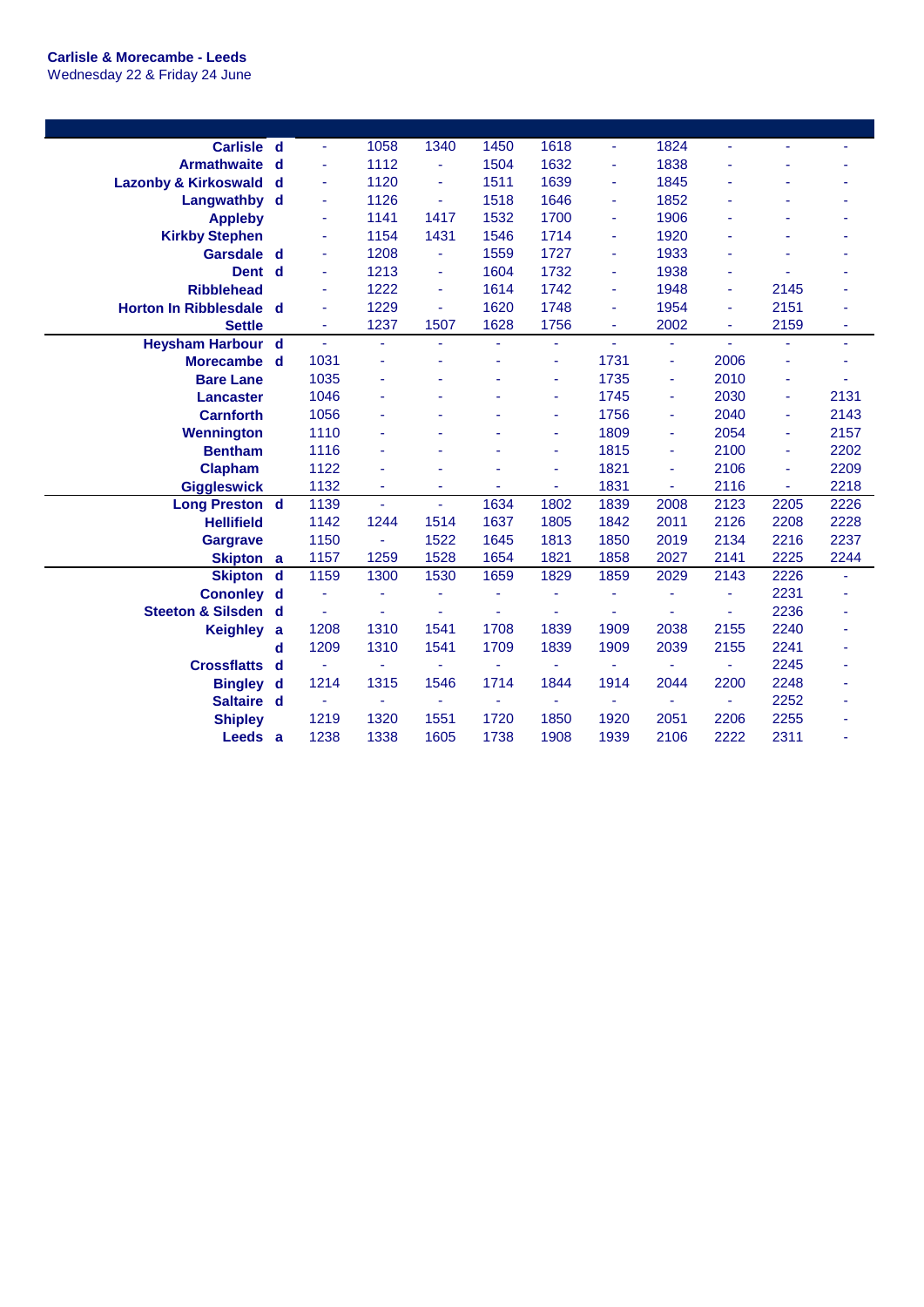**Carlisle & Morecambe - Leeds**
Wednesday 22 & Friday 24 June

| Station | | | | | | | | | | | |
|---|---|---|---|---|---|---|---|---|---|---|---|
| Carlisle | d | - | 1058 | 1340 | 1450 | 1618 | - | 1824 | - | - | - |
| Armathwaite | d | - | 1112 | - | 1504 | 1632 | - | 1838 | - | - | - |
| Lazonby & Kirkoswald | d | - | 1120 | - | 1511 | 1639 | - | 1845 | - | - | - |
| Langwathby | d | - | 1126 | - | 1518 | 1646 | - | 1852 | - | - | - |
| Appleby | | - | 1141 | 1417 | 1532 | 1700 | - | 1906 | - | - | - |
| Kirkby Stephen | | - | 1154 | 1431 | 1546 | 1714 | - | 1920 | - | - | - |
| Garsdale | d | - | 1208 | - | 1559 | 1727 | - | 1933 | - | - | - |
| Dent | d | - | 1213 | - | 1604 | 1732 | - | 1938 | - | - | - |
| Ribblehead | | - | 1222 | - | 1614 | 1742 | - | 1948 | - | 2145 | - |
| Horton In Ribblesdale | d | - | 1229 | - | 1620 | 1748 | - | 1954 | - | 2151 | - |
| Settle | | - | 1237 | 1507 | 1628 | 1756 | - | 2002 | - | 2159 | - |
| Heysham Harbour | d | - | - | - | - | - | - | - | - | - | - |
| Morecambe | d | 1031 | - | - | - | - | 1731 | - | 2006 | - | - |
| Bare Lane | | 1035 | - | - | - | - | 1735 | - | 2010 | - | - |
| Lancaster | | 1046 | - | - | - | - | 1745 | - | 2030 | - | 2131 |
| Carnforth | | 1056 | - | - | - | - | 1756 | - | 2040 | - | 2143 |
| Wennington | | 1110 | - | - | - | - | 1809 | - | 2054 | - | 2157 |
| Bentham | | 1116 | - | - | - | - | 1815 | - | 2100 | - | 2202 |
| Clapham | | 1122 | - | - | - | - | 1821 | - | 2106 | - | 2209 |
| Giggleswick | | 1132 | - | - | - | - | 1831 | - | 2116 | - | 2218 |
| Long Preston | d | 1139 | - | - | 1634 | 1802 | 1839 | 2008 | 2123 | 2205 | 2226 |
| Hellifield | | 1142 | 1244 | 1514 | 1637 | 1805 | 1842 | 2011 | 2126 | 2208 | 2228 |
| Gargrave | | 1150 | - | 1522 | 1645 | 1813 | 1850 | 2019 | 2134 | 2216 | 2237 |
| Skipton | a | 1157 | 1259 | 1528 | 1654 | 1821 | 1858 | 2027 | 2141 | 2225 | 2244 |
| Skipton | d | 1159 | 1300 | 1530 | 1659 | 1829 | 1859 | 2029 | 2143 | 2226 | - |
| Cononley | d | - | - | - | - | - | - | - | - | 2231 | - |
| Steeton & Silsden | d | - | - | - | - | - | - | - | - | 2236 | - |
| Keighley | a | 1208 | 1310 | 1541 | 1708 | 1839 | 1909 | 2038 | 2155 | 2240 | - |
| | d | 1209 | 1310 | 1541 | 1709 | 1839 | 1909 | 2039 | 2155 | 2241 | - |
| Crossflatts | d | - | - | - | - | - | - | - | - | 2245 | - |
| Bingley | d | 1214 | 1315 | 1546 | 1714 | 1844 | 1914 | 2044 | 2200 | 2248 | - |
| Saltaire | d | - | - | - | - | - | - | - | - | 2252 | - |
| Shipley | | 1219 | 1320 | 1551 | 1720 | 1850 | 1920 | 2051 | 2206 | 2255 | - |
| Leeds | a | 1238 | 1338 | 1605 | 1738 | 1908 | 1939 | 2106 | 2222 | 2311 | - |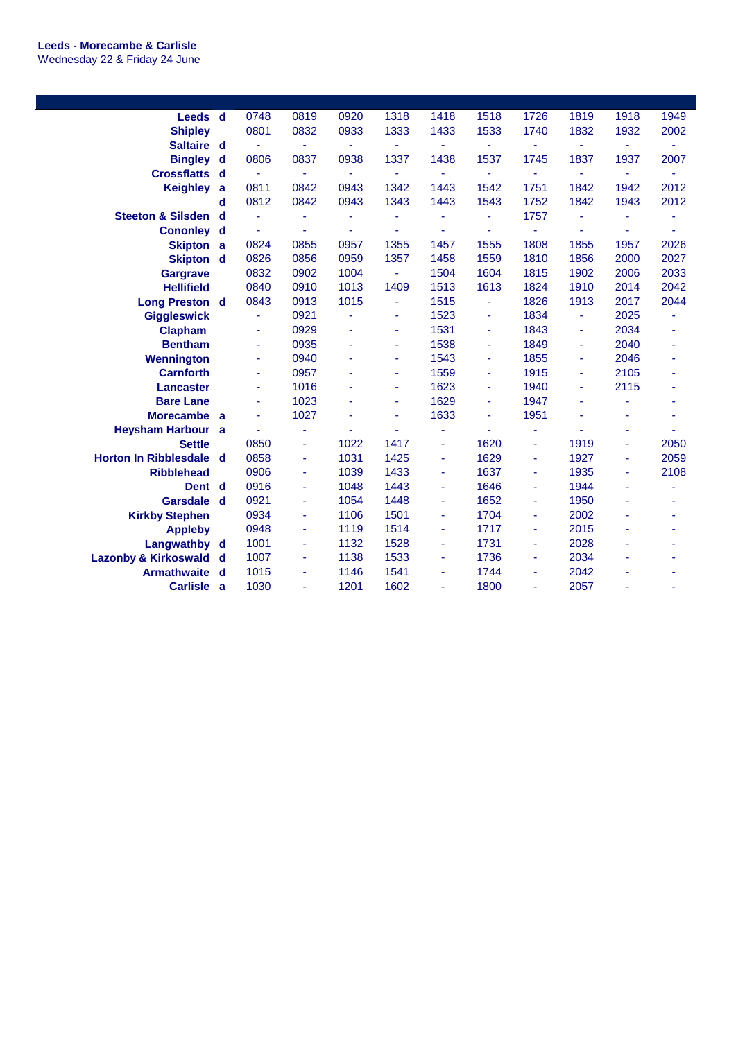**Leeds - Morecambe & Carlisle**
Wednesday 22 & Friday 24 June

| | | | | | | | | | | | |
|---|---|---|---|---|---|---|---|---|---|---|---|
| Leeds | d | 0748 | 0819 | 0920 | 1318 | 1418 | 1518 | 1726 | 1819 | 1918 | 1949 |
| Shipley | | 0801 | 0832 | 0933 | 1333 | 1433 | 1533 | 1740 | 1832 | 1932 | 2002 |
| Saltaire | d | - | - | - | - | - | - | - | - | - | - |
| Bingley | d | 0806 | 0837 | 0938 | 1337 | 1438 | 1537 | 1745 | 1837 | 1937 | 2007 |
| Crossflatts | d | - | - | - | - | - | - | - | - | - | - |
| Keighley | a | 0811 | 0842 | 0943 | 1342 | 1443 | 1542 | 1751 | 1842 | 1942 | 2012 |
| | d | 0812 | 0842 | 0943 | 1343 | 1443 | 1543 | 1752 | 1842 | 1943 | 2012 |
| Steeton & Silsden | d | - | - | - | - | - | - | 1757 | - | - | - |
| Cononley | d | - | - | - | - | - | - | - | - | - | - |
| Skipton | a | 0824 | 0855 | 0957 | 1355 | 1457 | 1555 | 1808 | 1855 | 1957 | 2026 |
| Skipton | d | 0826 | 0856 | 0959 | 1357 | 1458 | 1559 | 1810 | 1856 | 2000 | 2027 |
| Gargrave | | 0832 | 0902 | 1004 | - | 1504 | 1604 | 1815 | 1902 | 2006 | 2033 |
| Hellifield | | 0840 | 0910 | 1013 | 1409 | 1513 | 1613 | 1824 | 1910 | 2014 | 2042 |
| Long Preston | d | 0843 | 0913 | 1015 | - | 1515 | - | 1826 | 1913 | 2017 | 2044 |
| Giggleswick | | - | 0921 | - | - | 1523 | - | 1834 | - | 2025 | - |
| Clapham | | - | 0929 | - | - | 1531 | - | 1843 | - | 2034 | - |
| Bentham | | - | 0935 | - | - | 1538 | - | 1849 | - | 2040 | - |
| Wennington | | - | 0940 | - | - | 1543 | - | 1855 | - | 2046 | - |
| Carnforth | | - | 0957 | - | - | 1559 | - | 1915 | - | 2105 | - |
| Lancaster | | - | 1016 | - | - | 1623 | - | 1940 | - | 2115 | - |
| Bare Lane | | - | 1023 | - | - | 1629 | - | 1947 | - | - | - |
| Morecambe | a | - | 1027 | - | - | 1633 | - | 1951 | - | - | - |
| Heysham Harbour | a | - | - | - | - | - | - | - | - | - | - |
| Settle | | 0850 | - | 1022 | 1417 | - | 1620 | - | 1919 | - | 2050 |
| Horton In Ribblesdale | d | 0858 | - | 1031 | 1425 | - | 1629 | - | 1927 | - | 2059 |
| Ribblehead | | 0906 | - | 1039 | 1433 | - | 1637 | - | 1935 | - | 2108 |
| Dent | d | 0916 | - | 1048 | 1443 | - | 1646 | - | 1944 | - | - |
| Garsdale | d | 0921 | - | 1054 | 1448 | - | 1652 | - | 1950 | - | - |
| Kirkby Stephen | | 0934 | - | 1106 | 1501 | - | 1704 | - | 2002 | - | - |
| Appleby | | 0948 | - | 1119 | 1514 | - | 1717 | - | 2015 | - | - |
| Langwathby | d | 1001 | - | 1132 | 1528 | - | 1731 | - | 2028 | - | - |
| Lazonby & Kirkoswald | d | 1007 | - | 1138 | 1533 | - | 1736 | - | 2034 | - | - |
| Armathwaite | d | 1015 | - | 1146 | 1541 | - | 1744 | - | 2042 | - | - |
| Carlisle | a | 1030 | - | 1201 | 1602 | - | 1800 | - | 2057 | - | - |